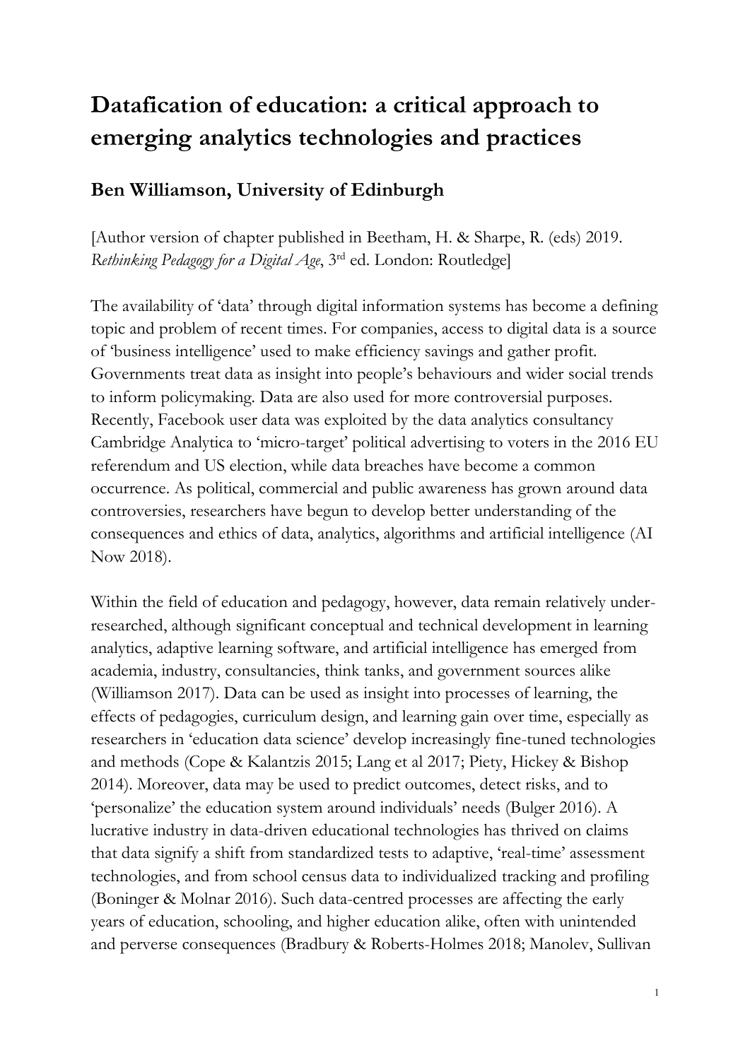# Datafication of education: a critical approach to emerging analytics technologies and practices

## Ben Williamson, University of Edinburgh

[Author version of chapter published in Beetham, H. & Sharpe, R. (eds) 2019. *Rethinking Pedagogy for a Digital Age*, 3rd ed. London: Routledge]

The availability of 'data' through digital information systems has become a defining topic and problem of recent times. For companies, access to digital data is a source of 'business intelligence' used to make efficiency savings and gather profit. Governments treat data as insight into people's behaviours and wider social trends to inform policymaking. Data are also used for more controversial purposes. Recently, Facebook user data was exploited by the data analytics consultancy Cambridge Analytica to 'micro-target' political advertising to voters in the 2016 EU referendum and US election, while data breaches have become a common occurrence. As political, commercial and public awareness has grown around data controversies, researchers have begun to develop better understanding of the consequences and ethics of data, analytics, algorithms and artificial intelligence (AI Now 2018).

Within the field of education and pedagogy, however, data remain relatively under-researched, although significant conceptual and technical development in learning analytics, adaptive learning software, and artificial intelligence has emerged from academia, industry, consultancies, think tanks, and government sources alike (Williamson 2017). Data can be used as insight into processes of learning, the effects of pedagogies, curriculum design, and learning gain over time, especially as researchers in 'education data science' develop increasingly fine-tuned technologies and methods (Cope & Kalantzis 2015; Lang et al 2017; Piety, Hickey & Bishop 2014). Moreover, data may be used to predict outcomes, detect risks, and to 'personalize' the education system around individuals' needs (Bulger 2016). A lucrative industry in data-driven educational technologies has thrived on claims that data signify a shift from standardized tests to adaptive, 'real-time' assessment technologies, and from school census data to individualized tracking and profiling (Boninger & Molnar 2016). Such data-centred processes are affecting the early years of education, schooling, and higher education alike, often with unintended and perverse consequences (Bradbury & Roberts-Holmes 2018; Manolev, Sullivan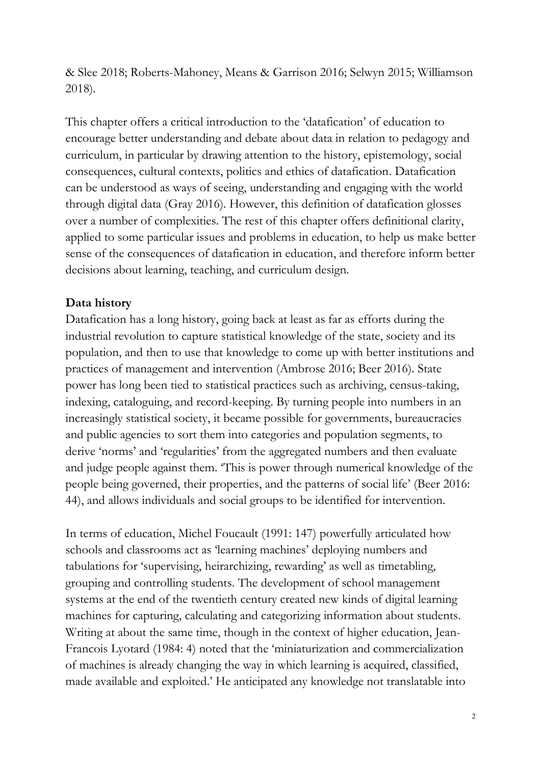& Slee 2018; Roberts-Mahoney, Means & Garrison 2016; Selwyn 2015; Williamson 2018).

This chapter offers a critical introduction to the 'datafication' of education to encourage better understanding and debate about data in relation to pedagogy and curriculum, in particular by drawing attention to the history, epistemology, social consequences, cultural contexts, politics and ethics of datafication. Datafication can be understood as ways of seeing, understanding and engaging with the world through digital data (Gray 2016). However, this definition of datafication glosses over a number of complexities. The rest of this chapter offers definitional clarity, applied to some particular issues and problems in education, to help us make better sense of the consequences of datafication in education, and therefore inform better decisions about learning, teaching, and curriculum design.

**Data history**

Datafication has a long history, going back at least as far as efforts during the industrial revolution to capture statistical knowledge of the state, society and its population, and then to use that knowledge to come up with better institutions and practices of management and intervention (Ambrose 2016; Beer 2016). State power has long been tied to statistical practices such as archiving, census-taking, indexing, cataloguing, and record-keeping. By turning people into numbers in an increasingly statistical society, it became possible for governments, bureaucracies and public agencies to sort them into categories and population segments, to derive 'norms' and 'regularities' from the aggregated numbers and then evaluate and judge people against them. 'This is power through numerical knowledge of the people being governed, their properties, and the patterns of social life' (Beer 2016: 44), and allows individuals and social groups to be identified for intervention.

In terms of education, Michel Foucault (1991: 147) powerfully articulated how schools and classrooms act as 'learning machines' deploying numbers and tabulations for 'supervising, heirarchizing, rewarding' as well as timetabling, grouping and controlling students. The development of school management systems at the end of the twentieth century created new kinds of digital learning machines for capturing, calculating and categorizing information about students. Writing at about the same time, though in the context of higher education, Jean-Francois Lyotard (1984: 4) noted that the 'miniaturization and commercialization of machines is already changing the way in which learning is acquired, classified, made available and exploited.' He anticipated any knowledge not translatable into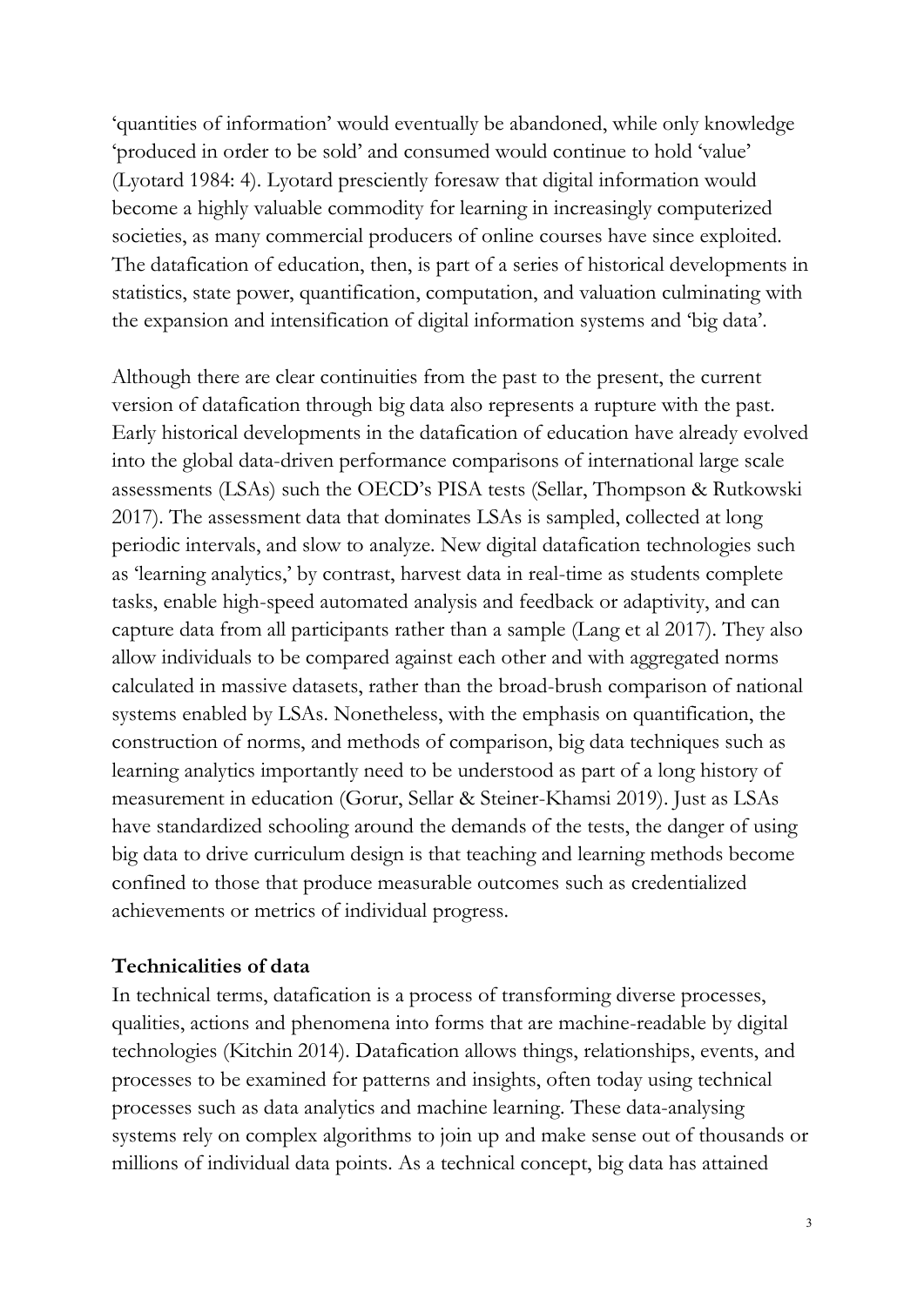'quantities of information' would eventually be abandoned, while only knowledge 'produced in order to be sold' and consumed would continue to hold 'value' (Lyotard 1984: 4). Lyotard presciently foresaw that digital information would become a highly valuable commodity for learning in increasingly computerized societies, as many commercial producers of online courses have since exploited. The datafication of education, then, is part of a series of historical developments in statistics, state power, quantification, computation, and valuation culminating with the expansion and intensification of digital information systems and 'big data'.

Although there are clear continuities from the past to the present, the current version of datafication through big data also represents a rupture with the past. Early historical developments in the datafication of education have already evolved into the global data-driven performance comparisons of international large scale assessments (LSAs) such the OECD's PISA tests (Sellar, Thompson & Rutkowski 2017). The assessment data that dominates LSAs is sampled, collected at long periodic intervals, and slow to analyze. New digital datafication technologies such as 'learning analytics,' by contrast, harvest data in real-time as students complete tasks, enable high-speed automated analysis and feedback or adaptivity, and can capture data from all participants rather than a sample (Lang et al 2017). They also allow individuals to be compared against each other and with aggregated norms calculated in massive datasets, rather than the broad-brush comparison of national systems enabled by LSAs. Nonetheless, with the emphasis on quantification, the construction of norms, and methods of comparison, big data techniques such as learning analytics importantly need to be understood as part of a long history of measurement in education (Gorur, Sellar & Steiner-Khamsi 2019). Just as LSAs have standardized schooling around the demands of the tests, the danger of using big data to drive curriculum design is that teaching and learning methods become confined to those that produce measurable outcomes such as credentialized achievements or metrics of individual progress.

## Technicalities of data

In technical terms, datafication is a process of transforming diverse processes, qualities, actions and phenomena into forms that are machine-readable by digital technologies (Kitchin 2014). Datafication allows things, relationships, events, and processes to be examined for patterns and insights, often today using technical processes such as data analytics and machine learning. These data-analysing systems rely on complex algorithms to join up and make sense out of thousands or millions of individual data points. As a technical concept, big data has attained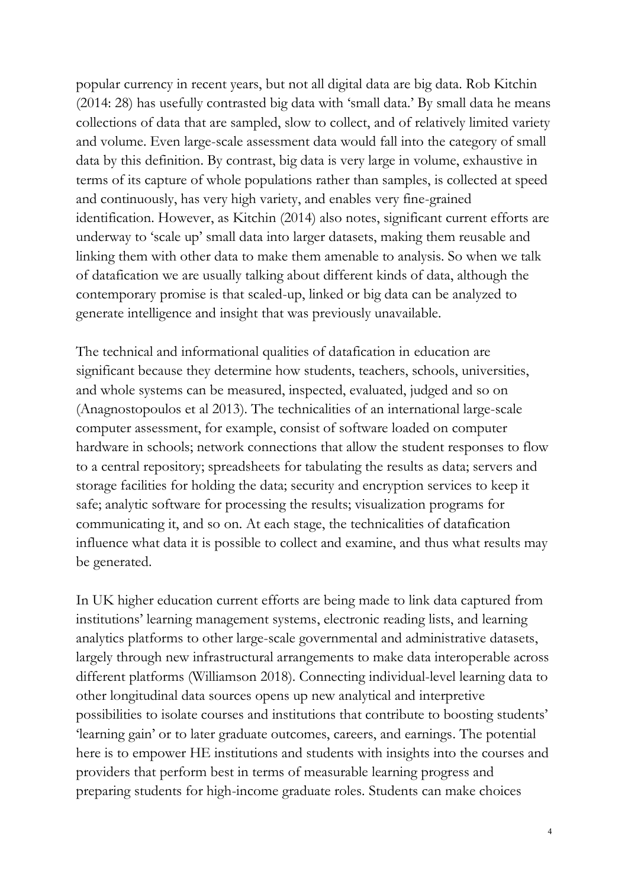popular currency in recent years, but not all digital data are big data. Rob Kitchin (2014: 28) has usefully contrasted big data with 'small data.' By small data he means collections of data that are sampled, slow to collect, and of relatively limited variety and volume. Even large-scale assessment data would fall into the category of small data by this definition. By contrast, big data is very large in volume, exhaustive in terms of its capture of whole populations rather than samples, is collected at speed and continuously, has very high variety, and enables very fine-grained identification. However, as Kitchin (2014) also notes, significant current efforts are underway to 'scale up' small data into larger datasets, making them reusable and linking them with other data to make them amenable to analysis. So when we talk of datafication we are usually talking about different kinds of data, although the contemporary promise is that scaled-up, linked or big data can be analyzed to generate intelligence and insight that was previously unavailable.

The technical and informational qualities of datafication in education are significant because they determine how students, teachers, schools, universities, and whole systems can be measured, inspected, evaluated, judged and so on (Anagnostopoulos et al 2013). The technicalities of an international large-scale computer assessment, for example, consist of software loaded on computer hardware in schools; network connections that allow the student responses to flow to a central repository; spreadsheets for tabulating the results as data; servers and storage facilities for holding the data; security and encryption services to keep it safe; analytic software for processing the results; visualization programs for communicating it, and so on. At each stage, the technicalities of datafication influence what data it is possible to collect and examine, and thus what results may be generated.

In UK higher education current efforts are being made to link data captured from institutions' learning management systems, electronic reading lists, and learning analytics platforms to other large-scale governmental and administrative datasets, largely through new infrastructural arrangements to make data interoperable across different platforms (Williamson 2018). Connecting individual-level learning data to other longitudinal data sources opens up new analytical and interpretive possibilities to isolate courses and institutions that contribute to boosting students' 'learning gain' or to later graduate outcomes, careers, and earnings. The potential here is to empower HE institutions and students with insights into the courses and providers that perform best in terms of measurable learning progress and preparing students for high-income graduate roles. Students can make choices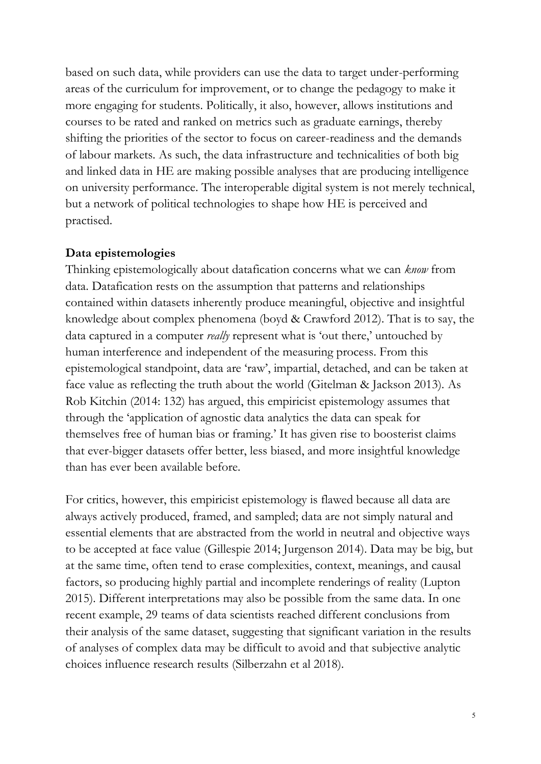based on such data, while providers can use the data to target under-performing areas of the curriculum for improvement, or to change the pedagogy to make it more engaging for students. Politically, it also, however, allows institutions and courses to be rated and ranked on metrics such as graduate earnings, thereby shifting the priorities of the sector to focus on career-readiness and the demands of labour markets. As such, the data infrastructure and technicalities of both big and linked data in HE are making possible analyses that are producing intelligence on university performance. The interoperable digital system is not merely technical, but a network of political technologies to shape how HE is perceived and practised.

**Data epistemologies**

Thinking epistemologically about datafication concerns what we can *know* from data. Datafication rests on the assumption that patterns and relationships contained within datasets inherently produce meaningful, objective and insightful knowledge about complex phenomena (boyd & Crawford 2012). That is to say, the data captured in a computer *really* represent what is 'out there,' untouched by human interference and independent of the measuring process. From this epistemological standpoint, data are 'raw', impartial, detached, and can be taken at face value as reflecting the truth about the world (Gitelman & Jackson 2013). As Rob Kitchin (2014: 132) has argued, this empiricist epistemology assumes that through the 'application of agnostic data analytics the data can speak for themselves free of human bias or framing.' It has given rise to boosterist claims that ever-bigger datasets offer better, less biased, and more insightful knowledge than has ever been available before.

For critics, however, this empiricist epistemology is flawed because all data are always actively produced, framed, and sampled; data are not simply natural and essential elements that are abstracted from the world in neutral and objective ways to be accepted at face value (Gillespie 2014; Jurgenson 2014). Data may be big, but at the same time, often tend to erase complexities, context, meanings, and causal factors, so producing highly partial and incomplete renderings of reality (Lupton 2015). Different interpretations may also be possible from the same data. In one recent example, 29 teams of data scientists reached different conclusions from their analysis of the same dataset, suggesting that significant variation in the results of analyses of complex data may be difficult to avoid and that subjective analytic choices influence research results (Silberzahn et al 2018).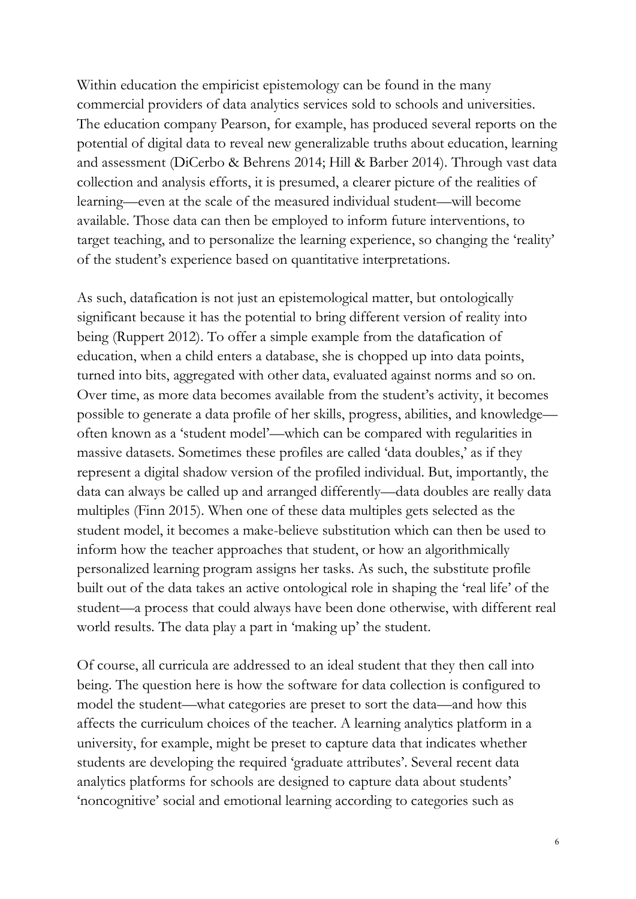Within education the empiricist epistemology can be found in the many commercial providers of data analytics services sold to schools and universities. The education company Pearson, for example, has produced several reports on the potential of digital data to reveal new generalizable truths about education, learning and assessment (DiCerbo & Behrens 2014; Hill & Barber 2014). Through vast data collection and analysis efforts, it is presumed, a clearer picture of the realities of learning—even at the scale of the measured individual student—will become available. Those data can then be employed to inform future interventions, to target teaching, and to personalize the learning experience, so changing the 'reality' of the student's experience based on quantitative interpretations.

As such, datafication is not just an epistemological matter, but ontologically significant because it has the potential to bring different version of reality into being (Ruppert 2012). To offer a simple example from the datafication of education, when a child enters a database, she is chopped up into data points, turned into bits, aggregated with other data, evaluated against norms and so on. Over time, as more data becomes available from the student's activity, it becomes possible to generate a data profile of her skills, progress, abilities, and knowledge—often known as a 'student model'—which can be compared with regularities in massive datasets. Sometimes these profiles are called 'data doubles,' as if they represent a digital shadow version of the profiled individual. But, importantly, the data can always be called up and arranged differently—data doubles are really data multiples (Finn 2015). When one of these data multiples gets selected as the student model, it becomes a make-believe substitution which can then be used to inform how the teacher approaches that student, or how an algorithmically personalized learning program assigns her tasks. As such, the substitute profile built out of the data takes an active ontological role in shaping the 'real life' of the student—a process that could always have been done otherwise, with different real world results. The data play a part in 'making up' the student.

Of course, all curricula are addressed to an ideal student that they then call into being. The question here is how the software for data collection is configured to model the student—what categories are preset to sort the data—and how this affects the curriculum choices of the teacher. A learning analytics platform in a university, for example, might be preset to capture data that indicates whether students are developing the required 'graduate attributes'. Several recent data analytics platforms for schools are designed to capture data about students' 'noncognitive' social and emotional learning according to categories such as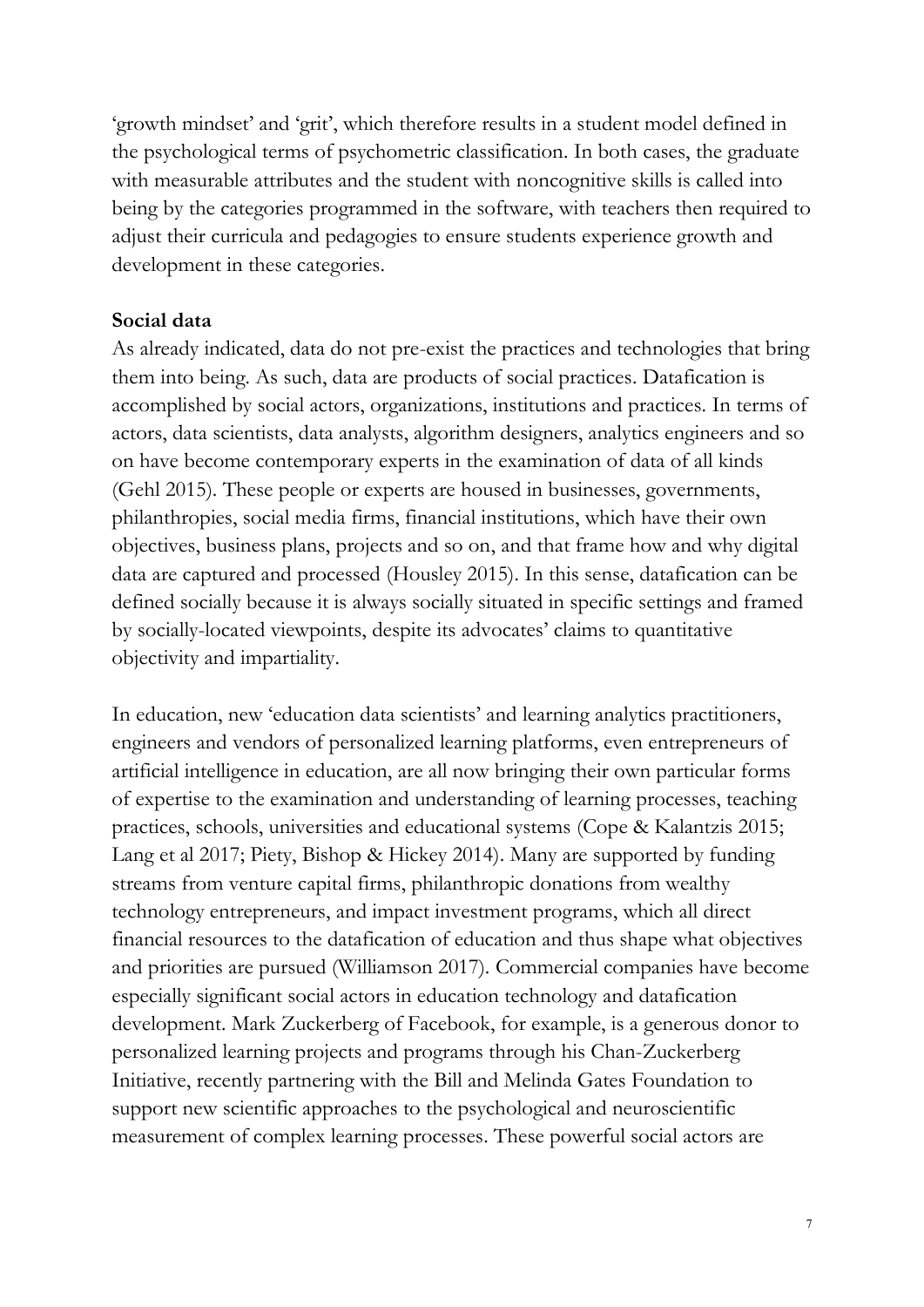'growth mindset' and 'grit', which therefore results in a student model defined in the psychological terms of psychometric classification. In both cases, the graduate with measurable attributes and the student with noncognitive skills is called into being by the categories programmed in the software, with teachers then required to adjust their curricula and pedagogies to ensure students experience growth and development in these categories.

**Social data**

As already indicated, data do not pre-exist the practices and technologies that bring them into being. As such, data are products of social practices. Datafication is accomplished by social actors, organizations, institutions and practices. In terms of actors, data scientists, data analysts, algorithm designers, analytics engineers and so on have become contemporary experts in the examination of data of all kinds (Gehl 2015). These people or experts are housed in businesses, governments, philanthropies, social media firms, financial institutions, which have their own objectives, business plans, projects and so on, and that frame how and why digital data are captured and processed (Housley 2015). In this sense, datafication can be defined socially because it is always socially situated in specific settings and framed by socially-located viewpoints, despite its advocates' claims to quantitative objectivity and impartiality.

In education, new 'education data scientists' and learning analytics practitioners, engineers and vendors of personalized learning platforms, even entrepreneurs of artificial intelligence in education, are all now bringing their own particular forms of expertise to the examination and understanding of learning processes, teaching practices, schools, universities and educational systems (Cope & Kalantzis 2015; Lang et al 2017; Piety, Bishop & Hickey 2014). Many are supported by funding streams from venture capital firms, philanthropic donations from wealthy technology entrepreneurs, and impact investment programs, which all direct financial resources to the datafication of education and thus shape what objectives and priorities are pursued (Williamson 2017). Commercial companies have become especially significant social actors in education technology and datafication development. Mark Zuckerberg of Facebook, for example, is a generous donor to personalized learning projects and programs through his Chan-Zuckerberg Initiative, recently partnering with the Bill and Melinda Gates Foundation to support new scientific approaches to the psychological and neuroscientific measurement of complex learning processes. These powerful social actors are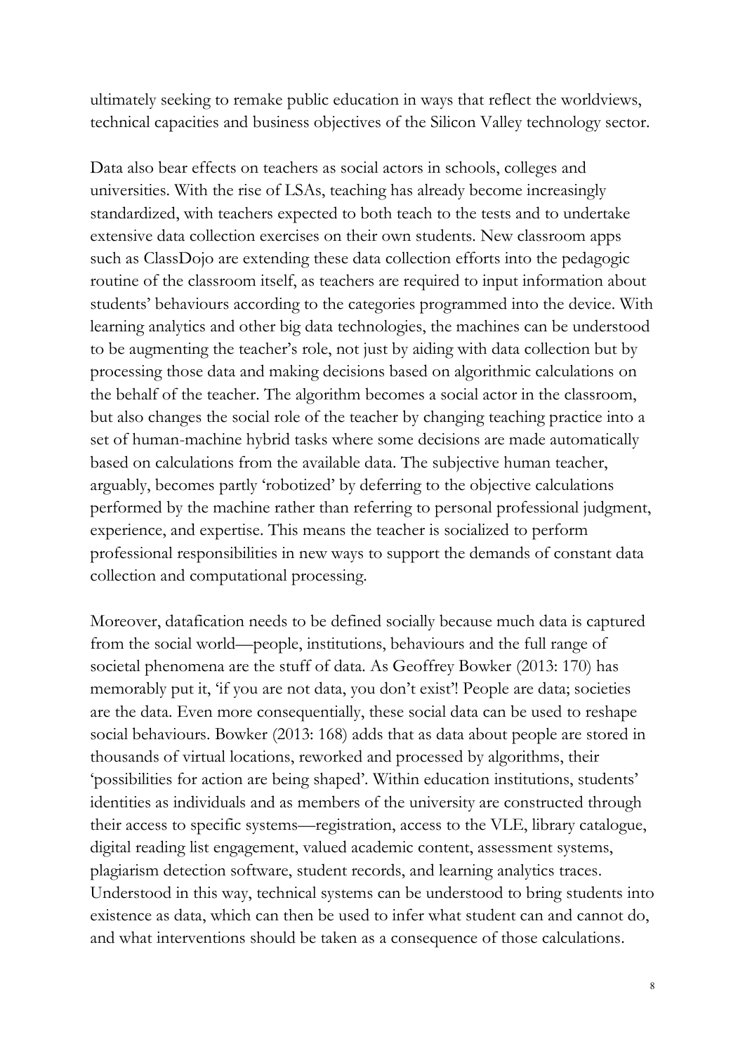ultimately seeking to remake public education in ways that reflect the worldviews, technical capacities and business objectives of the Silicon Valley technology sector.

Data also bear effects on teachers as social actors in schools, colleges and universities. With the rise of LSAs, teaching has already become increasingly standardized, with teachers expected to both teach to the tests and to undertake extensive data collection exercises on their own students. New classroom apps such as ClassDojo are extending these data collection efforts into the pedagogic routine of the classroom itself, as teachers are required to input information about students' behaviours according to the categories programmed into the device. With learning analytics and other big data technologies, the machines can be understood to be augmenting the teacher's role, not just by aiding with data collection but by processing those data and making decisions based on algorithmic calculations on the behalf of the teacher. The algorithm becomes a social actor in the classroom, but also changes the social role of the teacher by changing teaching practice into a set of human-machine hybrid tasks where some decisions are made automatically based on calculations from the available data. The subjective human teacher, arguably, becomes partly 'robotized' by deferring to the objective calculations performed by the machine rather than referring to personal professional judgment, experience, and expertise. This means the teacher is socialized to perform professional responsibilities in new ways to support the demands of constant data collection and computational processing.

Moreover, datafication needs to be defined socially because much data is captured from the social world—people, institutions, behaviours and the full range of societal phenomena are the stuff of data. As Geoffrey Bowker (2013: 170) has memorably put it, 'if you are not data, you don't exist'! People are data; societies are the data. Even more consequentially, these social data can be used to reshape social behaviours. Bowker (2013: 168) adds that as data about people are stored in thousands of virtual locations, reworked and processed by algorithms, their 'possibilities for action are being shaped'. Within education institutions, students' identities as individuals and as members of the university are constructed through their access to specific systems—registration, access to the VLE, library catalogue, digital reading list engagement, valued academic content, assessment systems, plagiarism detection software, student records, and learning analytics traces. Understood in this way, technical systems can be understood to bring students into existence as data, which can then be used to infer what student can and cannot do, and what interventions should be taken as a consequence of those calculations.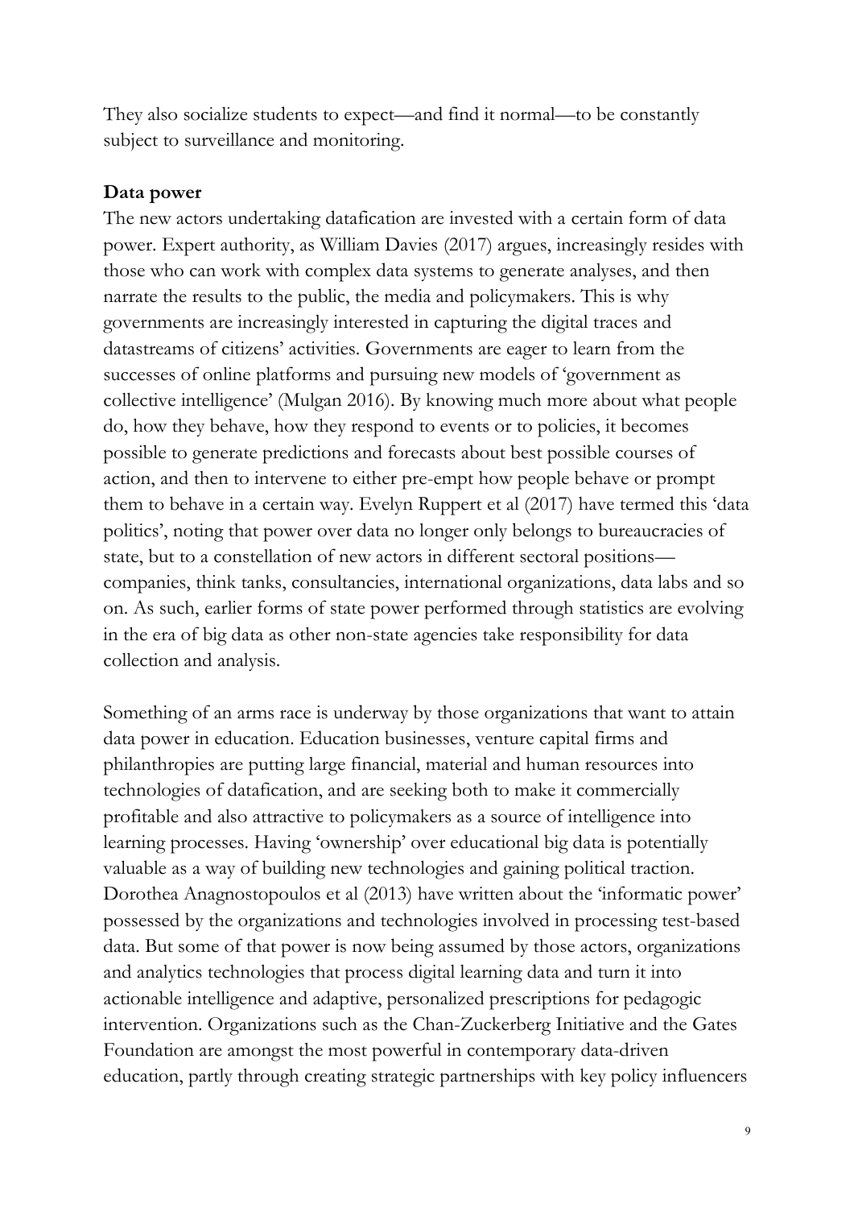They also socialize students to expect—and find it normal—to be constantly subject to surveillance and monitoring.

**Data power**

The new actors undertaking datafication are invested with a certain form of data power. Expert authority, as William Davies (2017) argues, increasingly resides with those who can work with complex data systems to generate analyses, and then narrate the results to the public, the media and policymakers. This is why governments are increasingly interested in capturing the digital traces and datastreams of citizens' activities. Governments are eager to learn from the successes of online platforms and pursuing new models of 'government as collective intelligence' (Mulgan 2016). By knowing much more about what people do, how they behave, how they respond to events or to policies, it becomes possible to generate predictions and forecasts about best possible courses of action, and then to intervene to either pre-empt how people behave or prompt them to behave in a certain way. Evelyn Ruppert et al (2017) have termed this 'data politics', noting that power over data no longer only belongs to bureaucracies of state, but to a constellation of new actors in different sectoral positions—companies, think tanks, consultancies, international organizations, data labs and so on. As such, earlier forms of state power performed through statistics are evolving in the era of big data as other non-state agencies take responsibility for data collection and analysis.

Something of an arms race is underway by those organizations that want to attain data power in education. Education businesses, venture capital firms and philanthropies are putting large financial, material and human resources into technologies of datafication, and are seeking both to make it commercially profitable and also attractive to policymakers as a source of intelligence into learning processes. Having 'ownership' over educational big data is potentially valuable as a way of building new technologies and gaining political traction. Dorothea Anagnostopoulos et al (2013) have written about the 'informatic power' possessed by the organizations and technologies involved in processing test-based data. But some of that power is now being assumed by those actors, organizations and analytics technologies that process digital learning data and turn it into actionable intelligence and adaptive, personalized prescriptions for pedagogic intervention. Organizations such as the Chan-Zuckerberg Initiative and the Gates Foundation are amongst the most powerful in contemporary data-driven education, partly through creating strategic partnerships with key policy influencers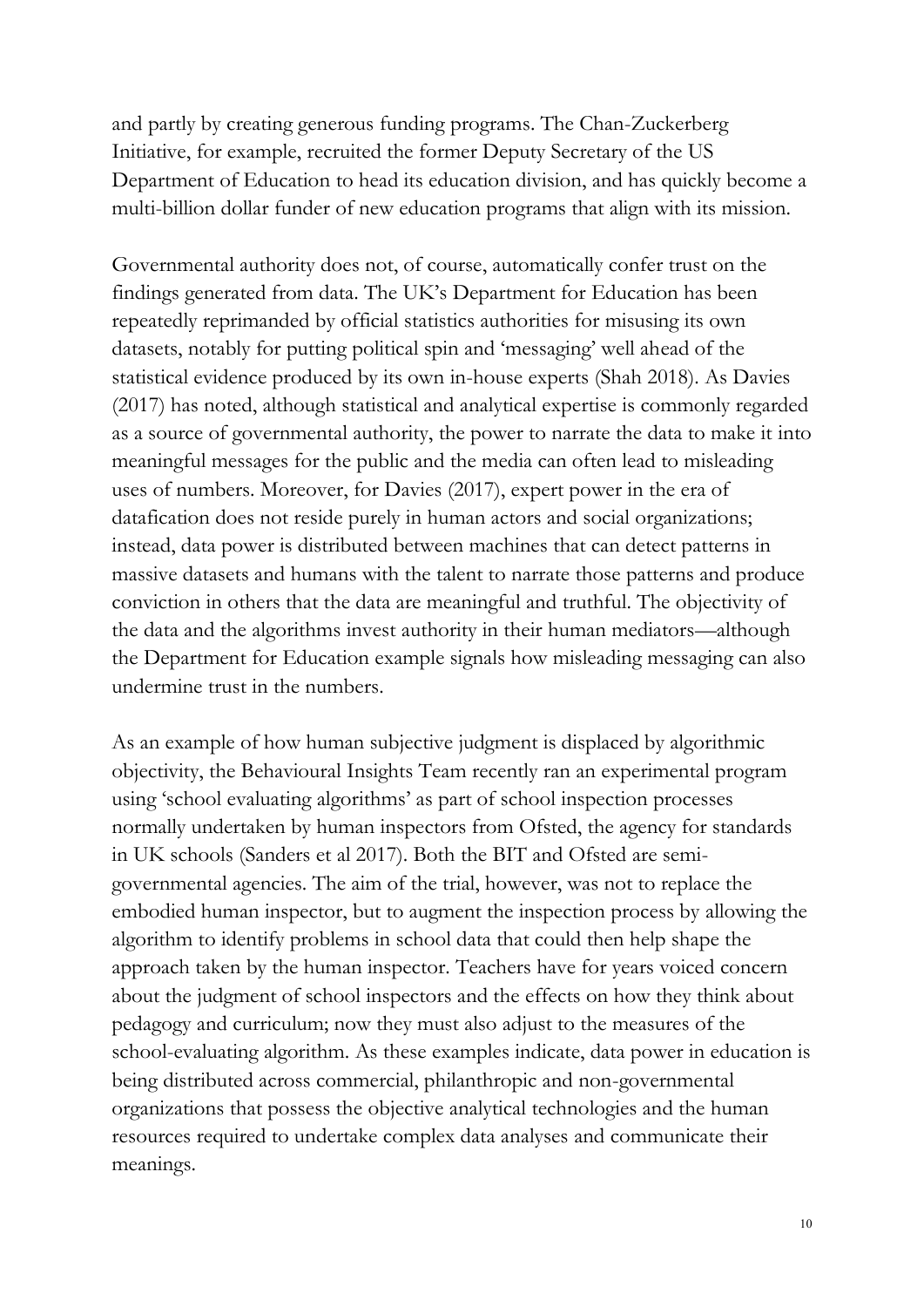and partly by creating generous funding programs. The Chan-Zuckerberg Initiative, for example, recruited the former Deputy Secretary of the US Department of Education to head its education division, and has quickly become a multi-billion dollar funder of new education programs that align with its mission.

Governmental authority does not, of course, automatically confer trust on the findings generated from data. The UK's Department for Education has been repeatedly reprimanded by official statistics authorities for misusing its own datasets, notably for putting political spin and 'messaging' well ahead of the statistical evidence produced by its own in-house experts (Shah 2018). As Davies (2017) has noted, although statistical and analytical expertise is commonly regarded as a source of governmental authority, the power to narrate the data to make it into meaningful messages for the public and the media can often lead to misleading uses of numbers. Moreover, for Davies (2017), expert power in the era of datafication does not reside purely in human actors and social organizations; instead, data power is distributed between machines that can detect patterns in massive datasets and humans with the talent to narrate those patterns and produce conviction in others that the data are meaningful and truthful. The objectivity of the data and the algorithms invest authority in their human mediators—although the Department for Education example signals how misleading messaging can also undermine trust in the numbers.

As an example of how human subjective judgment is displaced by algorithmic objectivity, the Behavioural Insights Team recently ran an experimental program using 'school evaluating algorithms' as part of school inspection processes normally undertaken by human inspectors from Ofsted, the agency for standards in UK schools (Sanders et al 2017). Both the BIT and Ofsted are semi-governmental agencies. The aim of the trial, however, was not to replace the embodied human inspector, but to augment the inspection process by allowing the algorithm to identify problems in school data that could then help shape the approach taken by the human inspector. Teachers have for years voiced concern about the judgment of school inspectors and the effects on how they think about pedagogy and curriculum; now they must also adjust to the measures of the school-evaluating algorithm. As these examples indicate, data power in education is being distributed across commercial, philanthropic and non-governmental organizations that possess the objective analytical technologies and the human resources required to undertake complex data analyses and communicate their meanings.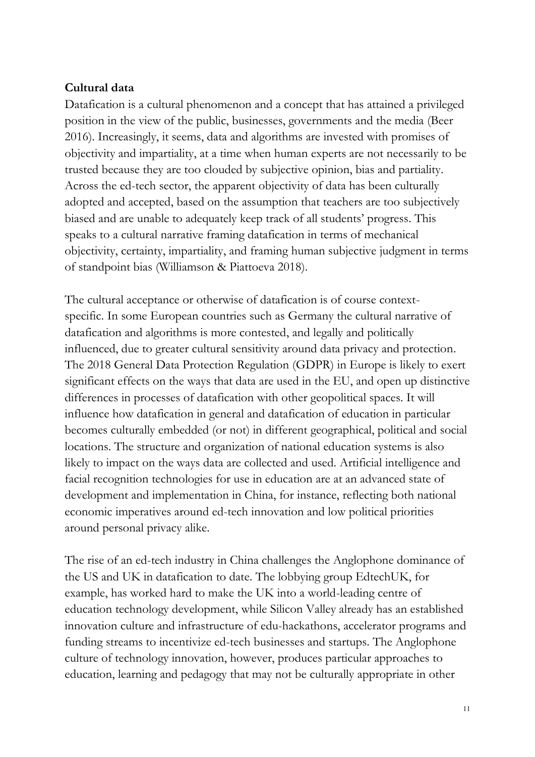**Cultural data**

Datafication is a cultural phenomenon and a concept that has attained a privileged position in the view of the public, businesses, governments and the media (Beer 2016). Increasingly, it seems, data and algorithms are invested with promises of objectivity and impartiality, at a time when human experts are not necessarily to be trusted because they are too clouded by subjective opinion, bias and partiality. Across the ed-tech sector, the apparent objectivity of data has been culturally adopted and accepted, based on the assumption that teachers are too subjectively biased and are unable to adequately keep track of all students' progress. This speaks to a cultural narrative framing datafication in terms of mechanical objectivity, certainty, impartiality, and framing human subjective judgment in terms of standpoint bias (Williamson & Piattoeva 2018).

The cultural acceptance or otherwise of datafication is of course context-specific. In some European countries such as Germany the cultural narrative of datafication and algorithms is more contested, and legally and politically influenced, due to greater cultural sensitivity around data privacy and protection. The 2018 General Data Protection Regulation (GDPR) in Europe is likely to exert significant effects on the ways that data are used in the EU, and open up distinctive differences in processes of datafication with other geopolitical spaces. It will influence how datafication in general and datafication of education in particular becomes culturally embedded (or not) in different geographical, political and social locations. The structure and organization of national education systems is also likely to impact on the ways data are collected and used. Artificial intelligence and facial recognition technologies for use in education are at an advanced state of development and implementation in China, for instance, reflecting both national economic imperatives around ed-tech innovation and low political priorities around personal privacy alike.

The rise of an ed-tech industry in China challenges the Anglophone dominance of the US and UK in datafication to date. The lobbying group EdtechUK, for example, has worked hard to make the UK into a world-leading centre of education technology development, while Silicon Valley already has an established innovation culture and infrastructure of edu-hackathons, accelerator programs and funding streams to incentivize ed-tech businesses and startups. The Anglophone culture of technology innovation, however, produces particular approaches to education, learning and pedagogy that may not be culturally appropriate in other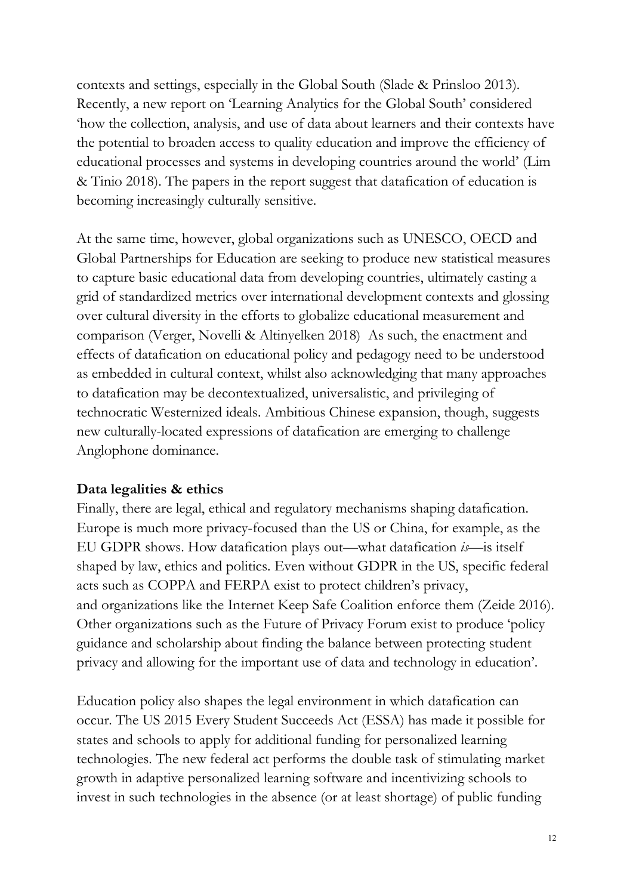contexts and settings, especially in the Global South (Slade & Prinsloo 2013). Recently, a new report on 'Learning Analytics for the Global South' considered 'how the collection, analysis, and use of data about learners and their contexts have the potential to broaden access to quality education and improve the efficiency of educational processes and systems in developing countries around the world' (Lim & Tinio 2018). The papers in the report suggest that datafication of education is becoming increasingly culturally sensitive.

At the same time, however, global organizations such as UNESCO, OECD and Global Partnerships for Education are seeking to produce new statistical measures to capture basic educational data from developing countries, ultimately casting a grid of standardized metrics over international development contexts and glossing over cultural diversity in the efforts to globalize educational measurement and comparison (Verger, Novelli & Altinyelken 2018) As such, the enactment and effects of datafication on educational policy and pedagogy need to be understood as embedded in cultural context, whilst also acknowledging that many approaches to datafication may be decontextualized, universalistic, and privileging of technocratic Westernized ideals. Ambitious Chinese expansion, though, suggests new culturally-located expressions of datafication are emerging to challenge Anglophone dominance.

**Data legalities & ethics**

Finally, there are legal, ethical and regulatory mechanisms shaping datafication. Europe is much more privacy-focused than the US or China, for example, as the EU GDPR shows. How datafication plays out—what datafication *is*—is itself shaped by law, ethics and politics. Even without GDPR in the US, specific federal acts such as COPPA and FERPA exist to protect children's privacy, and organizations like the Internet Keep Safe Coalition enforce them (Zeide 2016). Other organizations such as the Future of Privacy Forum exist to produce 'policy guidance and scholarship about finding the balance between protecting student privacy and allowing for the important use of data and technology in education'.

Education policy also shapes the legal environment in which datafication can occur. The US 2015 Every Student Succeeds Act (ESSA) has made it possible for states and schools to apply for additional funding for personalized learning technologies. The new federal act performs the double task of stimulating market growth in adaptive personalized learning software and incentivizing schools to invest in such technologies in the absence (or at least shortage) of public funding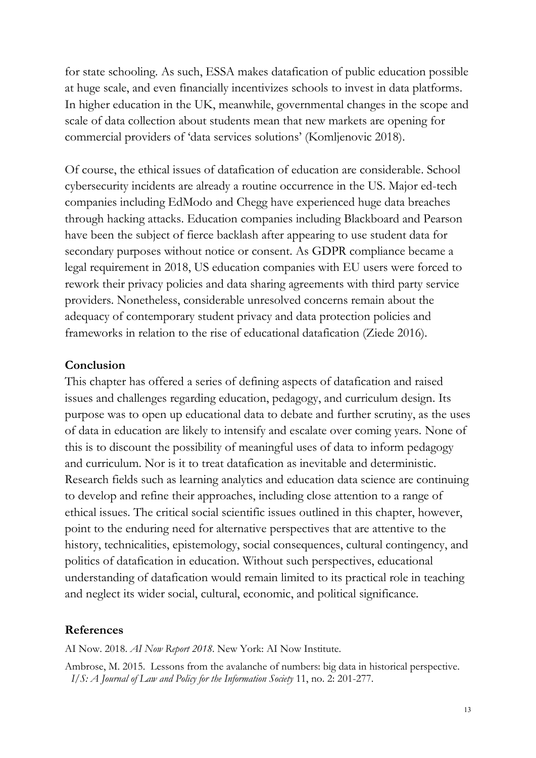for state schooling. As such, ESSA makes datafication of public education possible at huge scale, and even financially incentivizes schools to invest in data platforms. In higher education in the UK, meanwhile, governmental changes in the scope and scale of data collection about students mean that new markets are opening for commercial providers of 'data services solutions' (Komljenovic 2018).

Of course, the ethical issues of datafication of education are considerable. School cybersecurity incidents are already a routine occurrence in the US. Major ed-tech companies including EdModo and Chegg have experienced huge data breaches through hacking attacks. Education companies including Blackboard and Pearson have been the subject of fierce backlash after appearing to use student data for secondary purposes without notice or consent. As GDPR compliance became a legal requirement in 2018, US education companies with EU users were forced to rework their privacy policies and data sharing agreements with third party service providers. Nonetheless, considerable unresolved concerns remain about the adequacy of contemporary student privacy and data protection policies and frameworks in relation to the rise of educational datafication (Ziede 2016).

## Conclusion

This chapter has offered a series of defining aspects of datafication and raised issues and challenges regarding education, pedagogy, and curriculum design. Its purpose was to open up educational data to debate and further scrutiny, as the uses of data in education are likely to intensify and escalate over coming years. None of this is to discount the possibility of meaningful uses of data to inform pedagogy and curriculum. Nor is it to treat datafication as inevitable and deterministic. Research fields such as learning analytics and education data science are continuing to develop and refine their approaches, including close attention to a range of ethical issues. The critical social scientific issues outlined in this chapter, however, point to the enduring need for alternative perspectives that are attentive to the history, technicalities, epistemology, social consequences, cultural contingency, and politics of datafication in education. Without such perspectives, educational understanding of datafication would remain limited to its practical role in teaching and neglect its wider social, cultural, economic, and political significance.

## References

AI Now. 2018. *AI Now Report 2018*. New York: AI Now Institute.

Ambrose, M. 2015. Lessons from the avalanche of numbers: big data in historical perspective. *I/S: A Journal of Law and Policy for the Information Society* 11, no. 2: 201-277.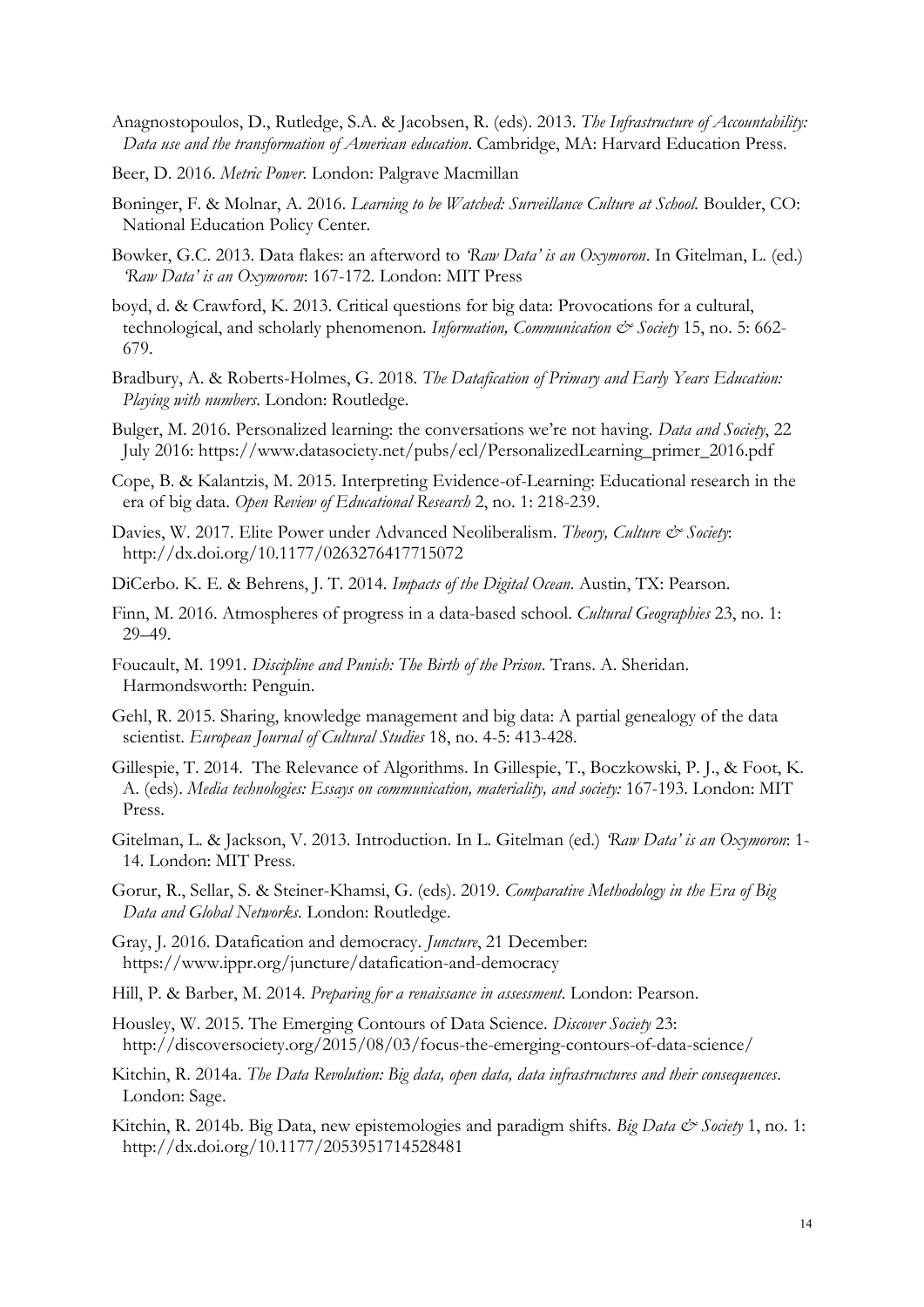Anagnostopoulos, D., Rutledge, S.A. & Jacobsen, R. (eds). 2013. *The Infrastructure of Accountability: Data use and the transformation of American education*. Cambridge, MA: Harvard Education Press.

Beer, D. 2016. *Metric Power*. London: Palgrave Macmillan

Boninger, F. & Molnar, A. 2016. *Learning to be Watched: Surveillance Culture at School.* Boulder, CO: National Education Policy Center.

Bowker, G.C. 2013. Data flakes: an afterword to *'Raw Data' is an Oxymoron*. In Gitelman, L. (ed.) *'Raw Data' is an Oxymoron*: 167-172. London: MIT Press

boyd, d. & Crawford, K. 2013. Critical questions for big data: Provocations for a cultural, technological, and scholarly phenomenon. *Information, Communication & Society* 15, no. 5: 662-679.

Bradbury, A. & Roberts-Holmes, G. 2018. *The Datafication of Primary and Early Years Education: Playing with numbers*. London: Routledge.

Bulger, M. 2016. Personalized learning: the conversations we're not having. *Data and Society*, 22 July 2016: https://www.datasociety.net/pubs/ecl/PersonalizedLearning_primer_2016.pdf

Cope, B. & Kalantzis, M. 2015. Interpreting Evidence-of-Learning: Educational research in the era of big data. *Open Review of Educational Research* 2, no. 1: 218-239.

Davies, W. 2017. Elite Power under Advanced Neoliberalism. *Theory, Culture & Society*: http://dx.doi.org/10.1177/0263276417715072

DiCerbo. K. E. & Behrens, J. T. 2014. *Impacts of the Digital Ocean*. Austin, TX: Pearson.

Finn, M. 2016. Atmospheres of progress in a data-based school. *Cultural Geographies* 23, no. 1: 29–49.

Foucault, M. 1991. *Discipline and Punish: The Birth of the Prison*. Trans. A. Sheridan. Harmondsworth: Penguin.

Gehl, R. 2015. Sharing, knowledge management and big data: A partial genealogy of the data scientist. *European Journal of Cultural Studies* 18, no. 4-5: 413-428.

Gillespie, T. 2014. The Relevance of Algorithms. In Gillespie, T., Boczkowski, P. J., & Foot, K. A. (eds). *Media technologies: Essays on communication, materiality, and society:* 167-193. London: MIT Press.

Gitelman, L. & Jackson, V. 2013. Introduction. In L. Gitelman (ed.) *'Raw Data' is an Oxymoron*: 1-14. London: MIT Press.

Gorur, R., Sellar, S. & Steiner-Khamsi, G. (eds). 2019. *Comparative Methodology in the Era of Big Data and Global Networks*. London: Routledge.

Gray, J. 2016. Datafication and democracy. *Juncture*, 21 December: https://www.ippr.org/juncture/datafication-and-democracy

Hill, P. & Barber, M. 2014. *Preparing for a renaissance in assessment*. London: Pearson.

Housley, W. 2015. The Emerging Contours of Data Science. *Discover Society* 23: http://discoversociety.org/2015/08/03/focus-the-emerging-contours-of-data-science/

Kitchin, R. 2014a. *The Data Revolution: Big data, open data, data infrastructures and their consequences*. London: Sage.

Kitchin, R. 2014b. Big Data, new epistemologies and paradigm shifts. *Big Data & Society* 1, no. 1: http://dx.doi.org/10.1177/2053951714528481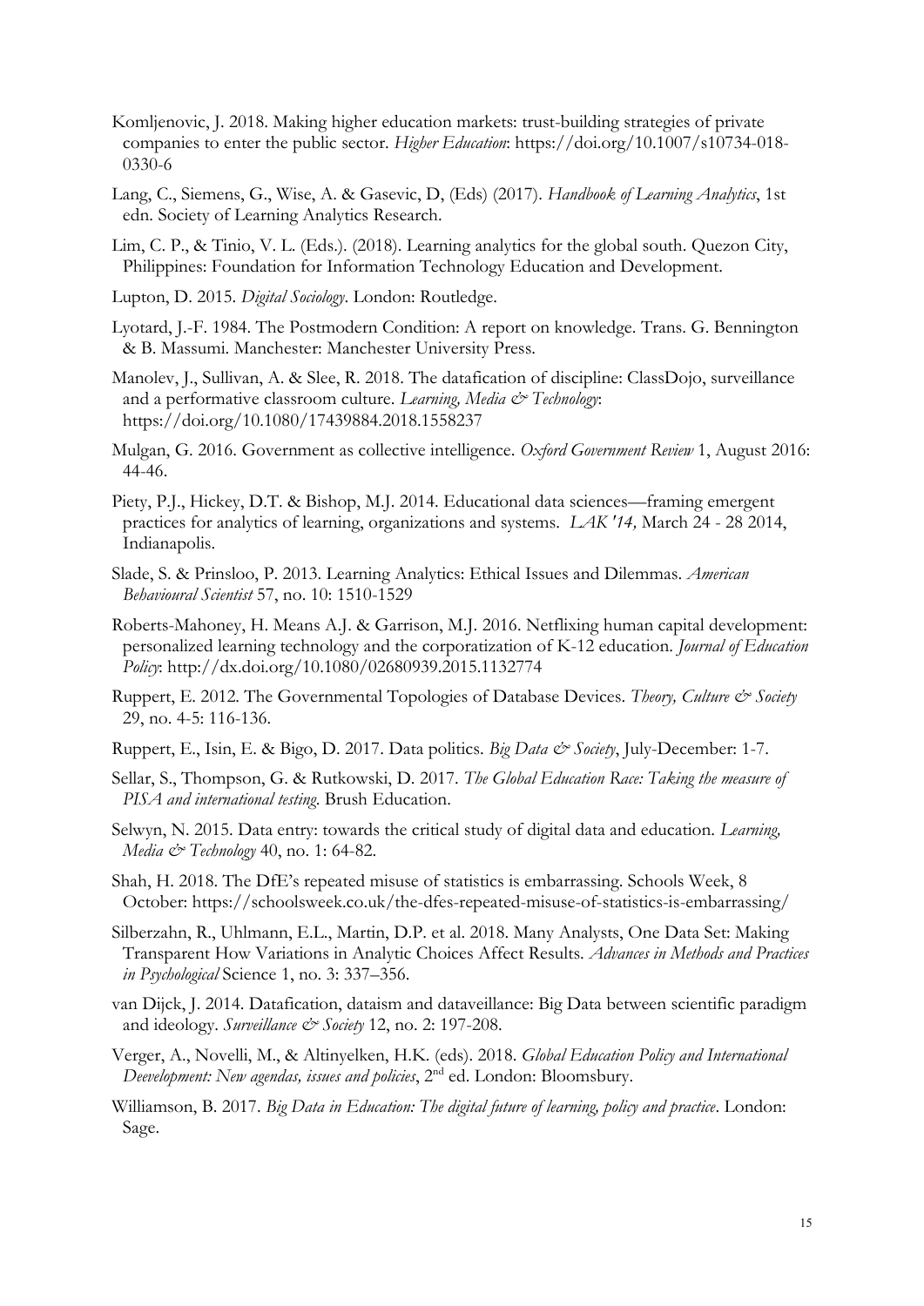Komljenovic, J. 2018. Making higher education markets: trust-building strategies of private companies to enter the public sector. *Higher Education*: https://doi.org/10.1007/s10734-018-0330-6

Lang, C., Siemens, G., Wise, A. & Gasevic, D, (Eds) (2017). *Handbook of Learning Analytics*, 1st edn. Society of Learning Analytics Research.

Lim, C. P., & Tinio, V. L. (Eds.). (2018). Learning analytics for the global south. Quezon City, Philippines: Foundation for Information Technology Education and Development.

Lupton, D. 2015. *Digital Sociology*. London: Routledge.

Lyotard, J.-F. 1984. The Postmodern Condition: A report on knowledge. Trans. G. Bennington & B. Massumi. Manchester: Manchester University Press.

Manolev, J., Sullivan, A. & Slee, R. 2018. The datafication of discipline: ClassDojo, surveillance and a performative classroom culture. *Learning, Media & Technology*: https://doi.org/10.1080/17439884.2018.1558237

Mulgan, G. 2016. Government as collective intelligence. *Oxford Government Review* 1, August 2016: 44-46.

Piety, P.J., Hickey, D.T. & Bishop, M.J. 2014. Educational data sciences—framing emergent practices for analytics of learning, organizations and systems. *LAK '14,* March 24 - 28 2014, Indianapolis.

Slade, S. & Prinsloo, P. 2013. Learning Analytics: Ethical Issues and Dilemmas. *American Behavioural Scientist* 57, no. 10: 1510-1529

Roberts-Mahoney, H. Means A.J. & Garrison, M.J. 2016. Netflixing human capital development: personalized learning technology and the corporatization of K-12 education. *Journal of Education Policy*: http://dx.doi.org/10.1080/02680939.2015.1132774

Ruppert, E. 2012. The Governmental Topologies of Database Devices. *Theory, Culture & Society* 29, no. 4-5: 116-136.

Ruppert, E., Isin, E. & Bigo, D. 2017. Data politics. *Big Data & Society*, July-December: 1-7.

Sellar, S., Thompson, G. & Rutkowski, D. 2017. *The Global Education Race: Taking the measure of PISA and international testing*. Brush Education.

Selwyn, N. 2015. Data entry: towards the critical study of digital data and education. *Learning, Media & Technology* 40, no. 1: 64-82.

Shah, H. 2018. The DfE's repeated misuse of statistics is embarrassing. Schools Week, 8 October: https://schoolsweek.co.uk/the-dfes-repeated-misuse-of-statistics-is-embarrassing/

Silberzahn, R., Uhlmann, E.L., Martin, D.P. et al. 2018. Many Analysts, One Data Set: Making Transparent How Variations in Analytic Choices Affect Results. *Advances in Methods and Practices in Psychological* Science 1, no. 3: 337–356.

van Dijck, J. 2014. Datafication, dataism and dataveillance: Big Data between scientific paradigm and ideology. *Surveillance & Society* 12, no. 2: 197-208.

Verger, A., Novelli, M., & Altinyelken, H.K. (eds). 2018. *Global Education Policy and International Deevelopment: New agendas, issues and policies*, 2nd ed. London: Bloomsbury.

Williamson, B. 2017. *Big Data in Education: The digital future of learning, policy and practice*. London: Sage.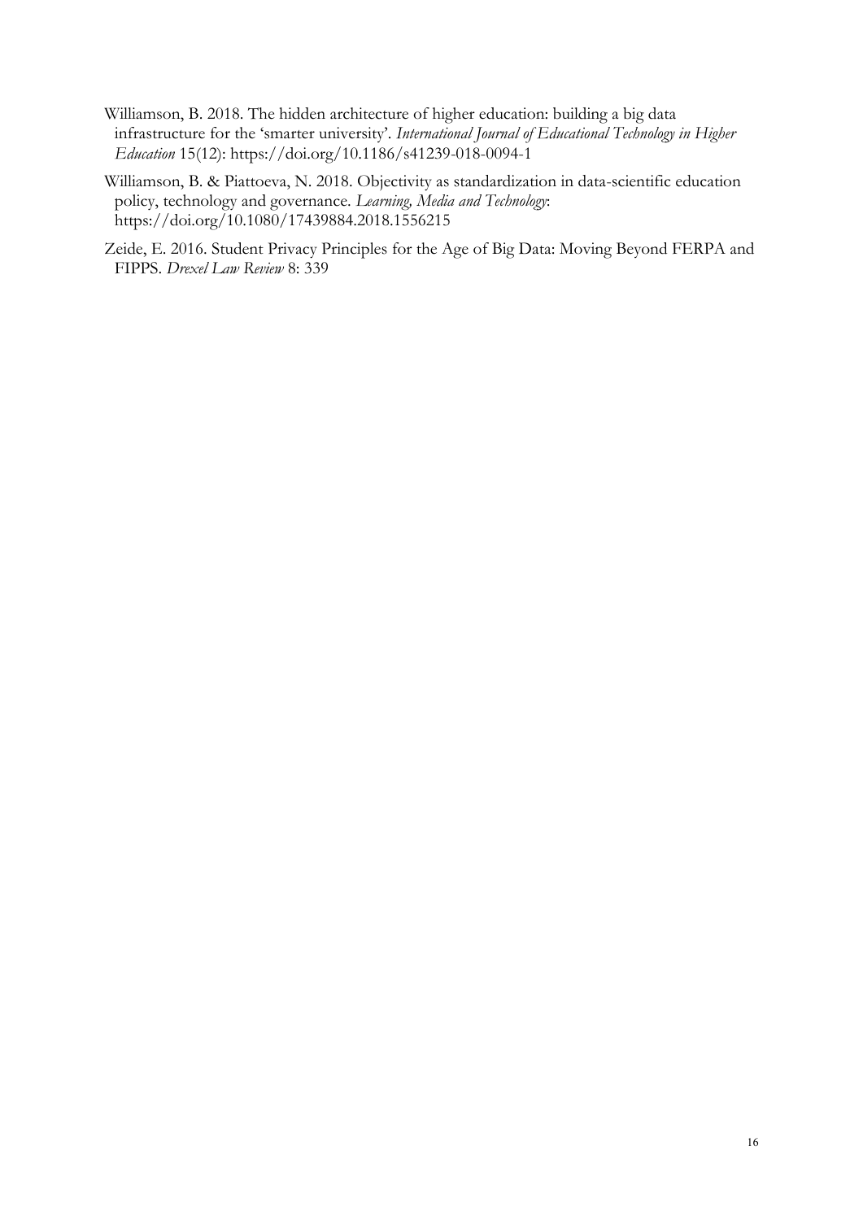Williamson, B. 2018. The hidden architecture of higher education: building a big data infrastructure for the 'smarter university'. *International Journal of Educational Technology in Higher Education* 15(12): https://doi.org/10.1186/s41239-018-0094-1

Williamson, B. & Piattoeva, N. 2018. Objectivity as standardization in data-scientific education policy, technology and governance. *Learning, Media and Technology*: https://doi.org/10.1080/17439884.2018.1556215

Zeide, E. 2016. Student Privacy Principles for the Age of Big Data: Moving Beyond FERPA and FIPPS. *Drexel Law Review* 8: 339